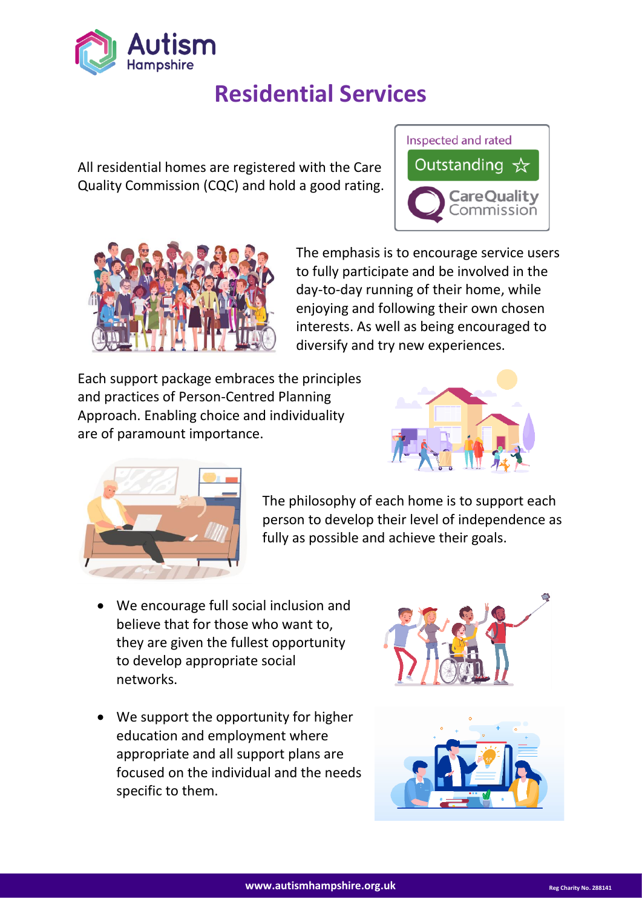Autism Hampshire

# Residential Services

All residential homes are registered with the Care Quality Commission (CQC) and hold a good rating.

Inspected and rated

Outstanding ☆

CareQuality Commission

The emphasis is to encourage service users to fully participate and be involved in the day-to-day running of their home, while enjoying and following their own chosen interests. As well as being encouraged to diversify and try new experiences.

Each support package embraces the principles and practices of Person-Centred Planning Approach. Enabling choice and individuality are of paramount importance.

The philosophy of each home is to support each person to develop their level of independence as fully as possible and achieve their goals.

- We encourage full social inclusion and believe that for those who want to, they are given the fullest opportunity to develop appropriate social networks.
- We support the opportunity for higher education and employment where appropriate and all support plans are focused on the individual and the needs specific to them.

www.autismhampshire.org.uk

Reg Charity No. 288141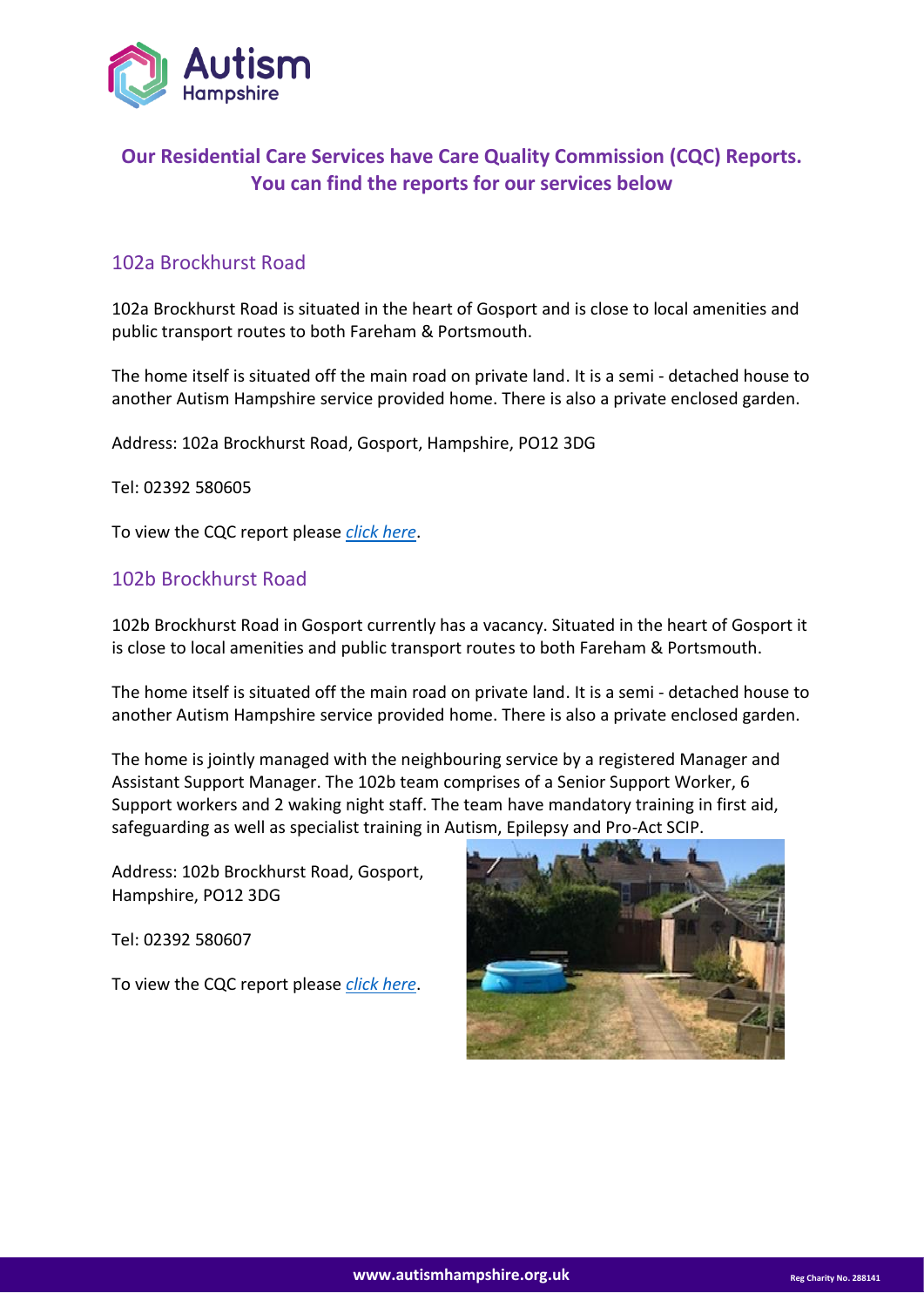## Our Residential Care Services have Care Quality Commission (CQC) Reports. You can find the reports for our services below

### 102a Brockhurst Road

102a Brockhurst Road is situated in the heart of Gosport and is close to local amenities and public transport routes to both Fareham & Portsmouth.

The home itself is situated off the main road on private land. It is a semi - detached house to another Autism Hampshire service provided home. There is also a private enclosed garden.

Address: 102a Brockhurst Road, Gosport, Hampshire, PO12 3DG

Tel: 02392 580605

To view the CQC report please *click here*.

### 102b Brockhurst Road

102b Brockhurst Road in Gosport currently has a vacancy. Situated in the heart of Gosport it is close to local amenities and public transport routes to both Fareham & Portsmouth.

The home itself is situated off the main road on private land. It is a semi - detached house to another Autism Hampshire service provided home. There is also a private enclosed garden.

The home is jointly managed with the neighbouring service by a registered Manager and Assistant Support Manager. The 102b team comprises of a Senior Support Worker, 6 Support workers and 2 waking night staff. The team have mandatory training in first aid, safeguarding as well as specialist training in Autism, Epilepsy and Pro-Act SCIP.

Address: 102b Brockhurst Road, Gosport, Hampshire, PO12 3DG

Tel: 02392 580607

To view the CQC report please *click here*.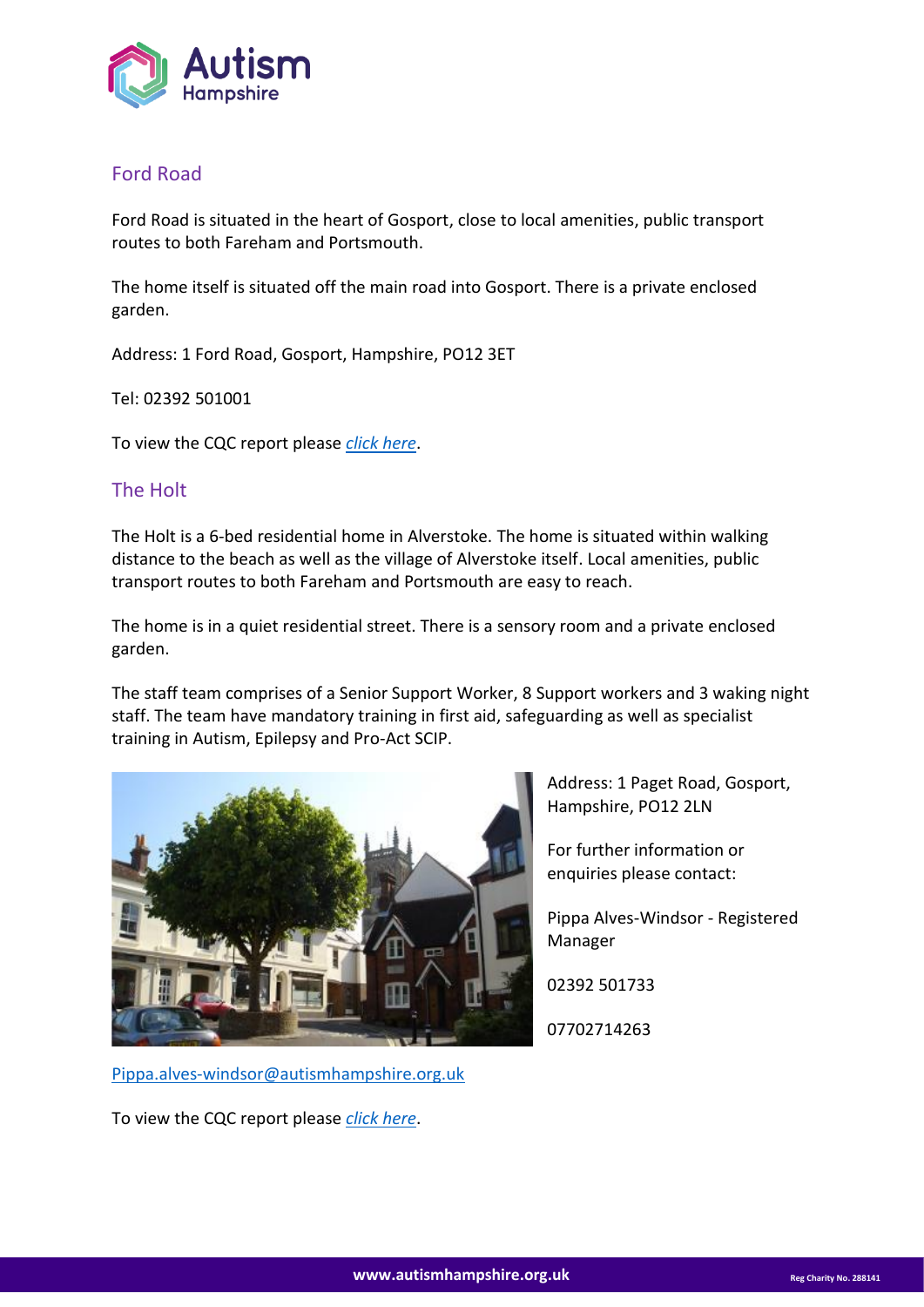## Ford Road

Ford Road is situated in the heart of Gosport, close to local amenities, public transport routes to both Fareham and Portsmouth.

The home itself is situated off the main road into Gosport. There is a private enclosed garden.

Address: 1 Ford Road, Gosport, Hampshire, PO12 3ET

Tel: 02392 501001

To view the CQC report please *click here*.

## The Holt

The Holt is a 6-bed residential home in Alverstoke. The home is situated within walking distance to the beach as well as the village of Alverstoke itself. Local amenities, public transport routes to both Fareham and Portsmouth are easy to reach.

The home is in a quiet residential street. There is a sensory room and a private enclosed garden.

The staff team comprises of a Senior Support Worker, 8 Support workers and 3 waking night staff. The team have mandatory training in first aid, safeguarding as well as specialist training in Autism, Epilepsy and Pro-Act SCIP.

Address: 1 Paget Road, Gosport, Hampshire, PO12 2LN

For further information or enquiries please contact:

Pippa Alves-Windsor - Registered Manager

02392 501733

07702714263

Pippa.alves-windsor@autismhampshire.org.uk

To view the CQC report please *click here*.